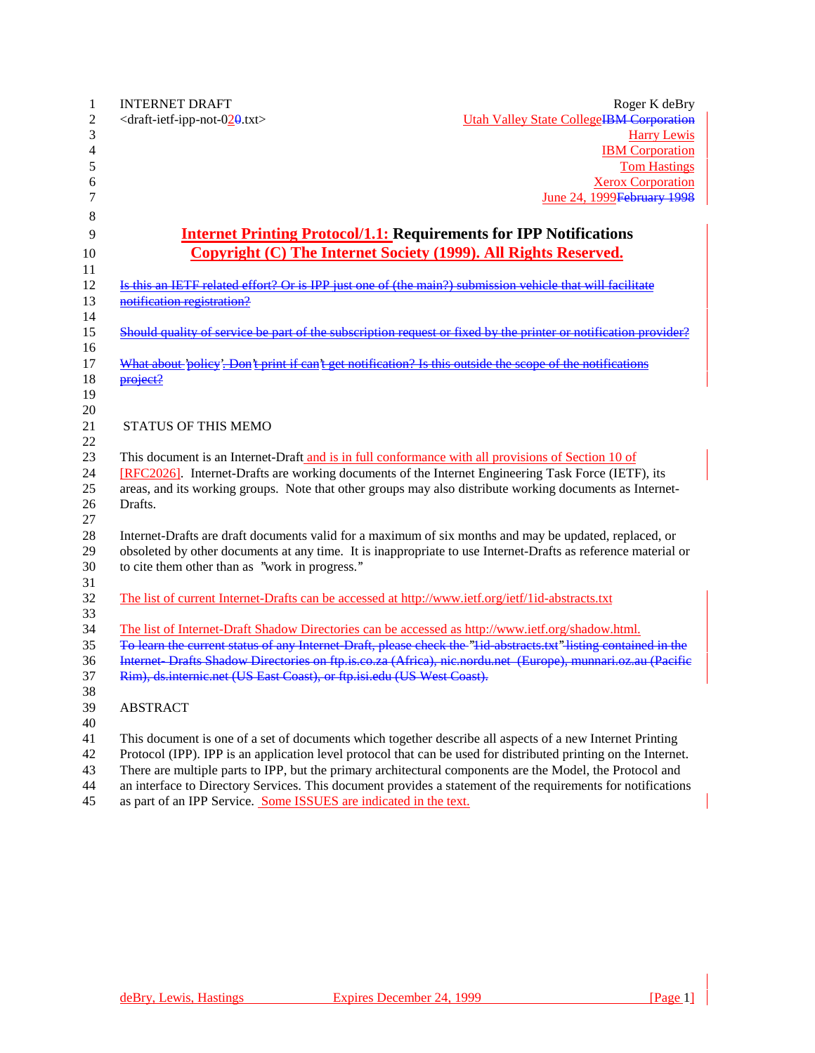INTERNET DRAFT
<draft-ietf-ipp-not-02.txt>

Roger K deBry
Utah Valley State College
Harry Lewis
IBM Corporation
Tom Hastings
Xerox Corporation
June 24, 1999

# Internet Printing Protocol/1.1: Requirements for IPP Notifications

**Copyright (C) The Internet Society (1999). All Rights Reserved.**

~~Is this an IETF related effort? Or is IPP just one of (the main?) submission vehicle that will facilitate notification registration?~~

~~Should quality of service be part of the subscription request or fixed by the printer or notification provider?~~

~~What about 'policy'. Don't print if can't get notification? Is this outside the scope of the notifications project?~~

## STATUS OF THIS MEMO

This document is an Internet-Draft and is in full conformance with all provisions of Section 10 of [RFC2026]. Internet-Drafts are working documents of the Internet Engineering Task Force (IETF), its areas, and its working groups. Note that other groups may also distribute working documents as Internet-Drafts.

Internet-Drafts are draft documents valid for a maximum of six months and may be updated, replaced, or obsoleted by other documents at any time. It is inappropriate to use Internet-Drafts as reference material or to cite them other than as "work in progress."

The list of current Internet-Drafts can be accessed at http://www.ietf.org/ietf/1id-abstracts.txt

The list of Internet-Draft Shadow Directories can be accessed as http://www.ietf.org/shadow.html.
~~To learn the current status of any Internet-Draft, please check the "1id-abstracts.txt" listing contained in the Internet- Drafts Shadow Directories on ftp.is.co.za (Africa), nic.nordu.net (Europe), munnari.oz.au (Pacific Rim), ds.internic.net (US East Coast), or ftp.isi.edu (US West Coast).~~

## ABSTRACT

This document is one of a set of documents which together describe all aspects of a new Internet Printing Protocol (IPP). IPP is an application level protocol that can be used for distributed printing on the Internet. There are multiple parts to IPP, but the primary architectural components are the Model, the Protocol and an interface to Directory Services. This document provides a statement of the requirements for notifications as part of an IPP Service. Some ISSUES are indicated in the text.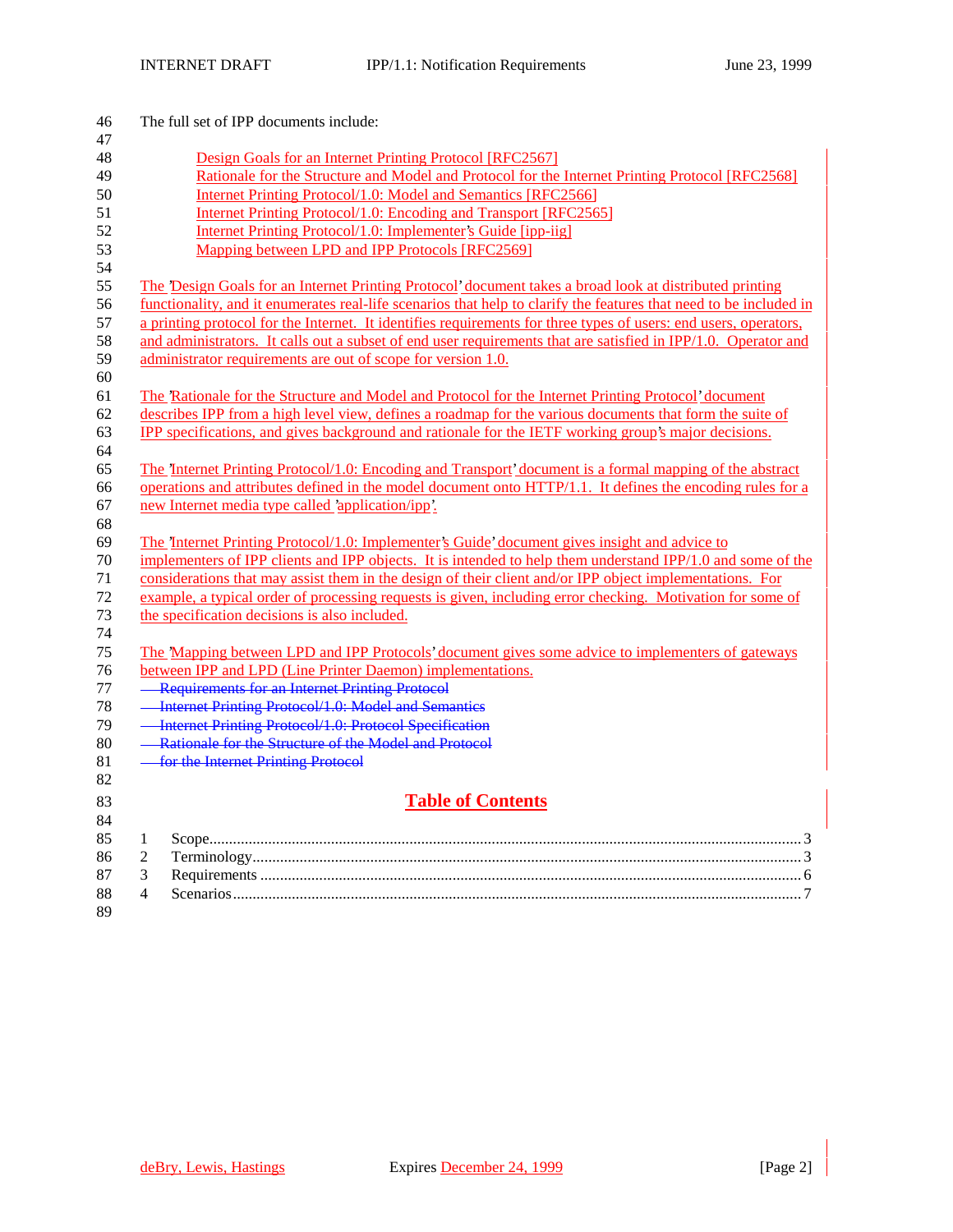The full set of IPP documents include:

- Design Goals for an Internet Printing Protocol [RFC2567]
- Rationale for the Structure and Model and Protocol for the Internet Printing Protocol [RFC2568]
- Internet Printing Protocol/1.0: Model and Semantics [RFC2566]
- Internet Printing Protocol/1.0: Encoding and Transport [RFC2565]
- Internet Printing Protocol/1.0: Implementer's Guide [ipp-iig]
- Mapping between LPD and IPP Protocols [RFC2569]

The 'Design Goals for an Internet Printing Protocol' document takes a broad look at distributed printing functionality, and it enumerates real-life scenarios that help to clarify the features that need to be included in a printing protocol for the Internet. It identifies requirements for three types of users: end users, operators, and administrators. It calls out a subset of end user requirements that are satisfied in IPP/1.0. Operator and administrator requirements are out of scope for version 1.0.

The 'Rationale for the Structure and Model and Protocol for the Internet Printing Protocol' document describes IPP from a high level view, defines a roadmap for the various documents that form the suite of IPP specifications, and gives background and rationale for the IETF working group's major decisions.

The 'Internet Printing Protocol/1.0: Encoding and Transport' document is a formal mapping of the abstract operations and attributes defined in the model document onto HTTP/1.1. It defines the encoding rules for a new Internet media type called 'application/ipp'.

The 'Internet Printing Protocol/1.0: Implementer's Guide' document gives insight and advice to implementers of IPP clients and IPP objects. It is intended to help them understand IPP/1.0 and some of the considerations that may assist them in the design of their client and/or IPP object implementations. For example, a typical order of processing requests is given, including error checking. Motivation for some of the specification decisions is also included.

The 'Mapping between LPD and IPP Protocols' document gives some advice to implementers of gateways between IPP and LPD (Line Printer Daemon) implementations.

~~Requirements for an Internet Printing Protocol~~
~~Internet Printing Protocol/1.0: Model and Semantics~~
~~Internet Printing Protocol/1.0: Protocol Specification~~
~~Rationale for the Structure of the Model and Protocol~~
~~for the Internet Printing Protocol~~

# Table of Contents

1 Scope ... 3
2 Terminology ... 3
3 Requirements ... 6
4 Scenarios ... 7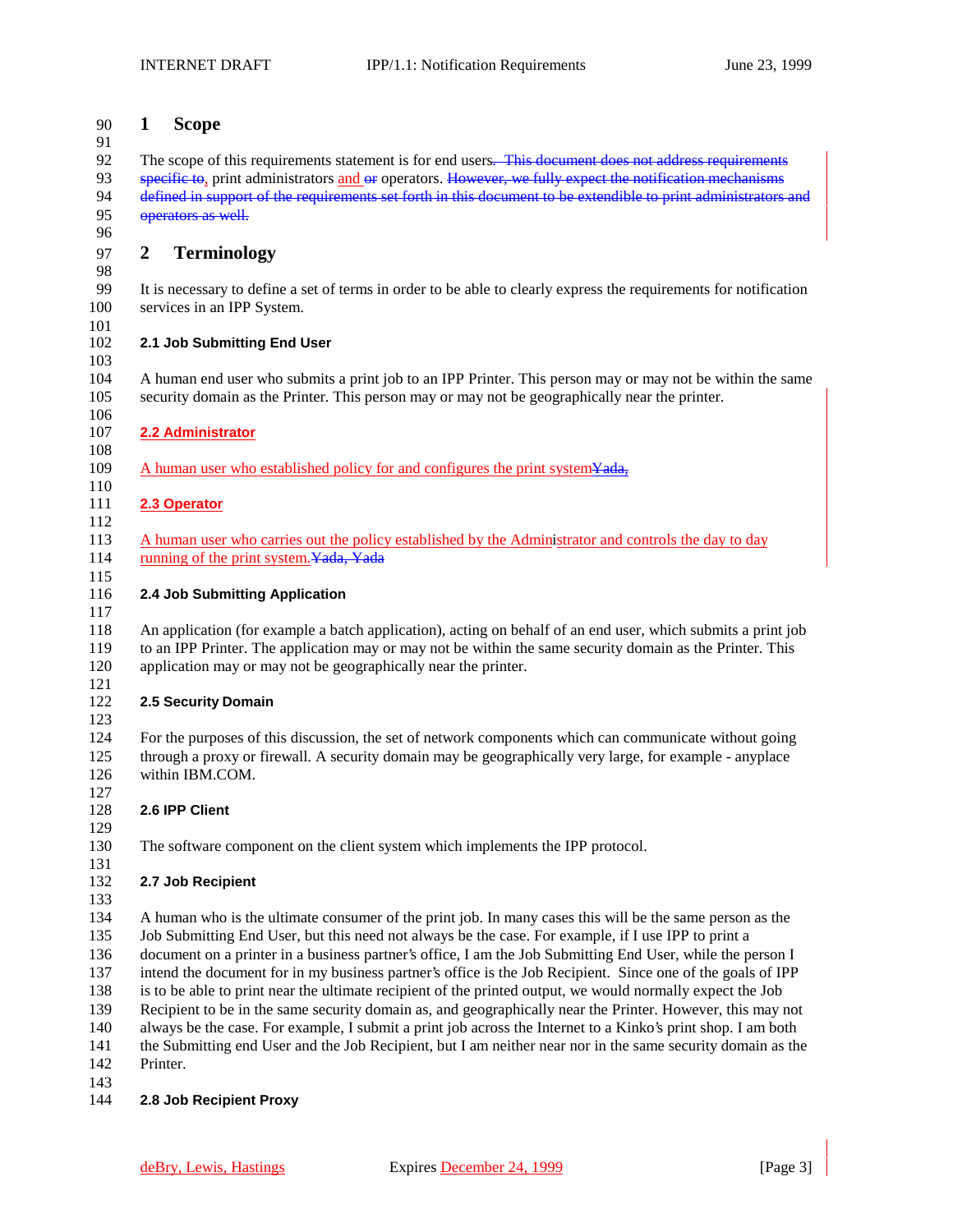# 1 Scope

The scope of this requirements statement is for end users. ~~This document does not address requirements specific to~~, print administrators and ~~or~~ operators. ~~However, we fully expect the notification mechanisms defined in support of the requirements set forth in this document to be extendible to print administrators and operators as well.~~

# 2 Terminology

It is necessary to define a set of terms in order to be able to clearly express the requirements for notification services in an IPP System.

### 2.1 Job Submitting End User

A human end user who submits a print job to an IPP Printer. This person may or may not be within the same security domain as the Printer. This person may or may not be geographically near the printer.

### 2.2 Administrator

A human user who established policy for and configures the print system~~Yada,~~

### 2.3 Operator

A human user who carries out the policy established by the Administrator and controls the day to day running of the print system.~~Yada, Yada~~

### 2.4 Job Submitting Application

An application (for example a batch application), acting on behalf of an end user, which submits a print job to an IPP Printer. The application may or may not be within the same security domain as the Printer. This application may or may not be geographically near the printer.

### 2.5 Security Domain

For the purposes of this discussion, the set of network components which can communicate without going through a proxy or firewall. A security domain may be geographically very large, for example - anyplace within IBM.COM.

### 2.6 IPP Client

The software component on the client system which implements the IPP protocol.

### 2.7 Job Recipient

A human who is the ultimate consumer of the print job. In many cases this will be the same person as the Job Submitting End User, but this need not always be the case. For example, if I use IPP to print a document on a printer in a business partner's office, I am the Job Submitting End User, while the person I intend the document for in my business partner's office is the Job Recipient. Since one of the goals of IPP is to be able to print near the ultimate recipient of the printed output, we would normally expect the Job Recipient to be in the same security domain as, and geographically near the Printer. However, this may not always be the case. For example, I submit a print job across the Internet to a Kinko's print shop. I am both the Submitting end User and the Job Recipient, but I am neither near nor in the same security domain as the Printer.

### 2.8 Job Recipient Proxy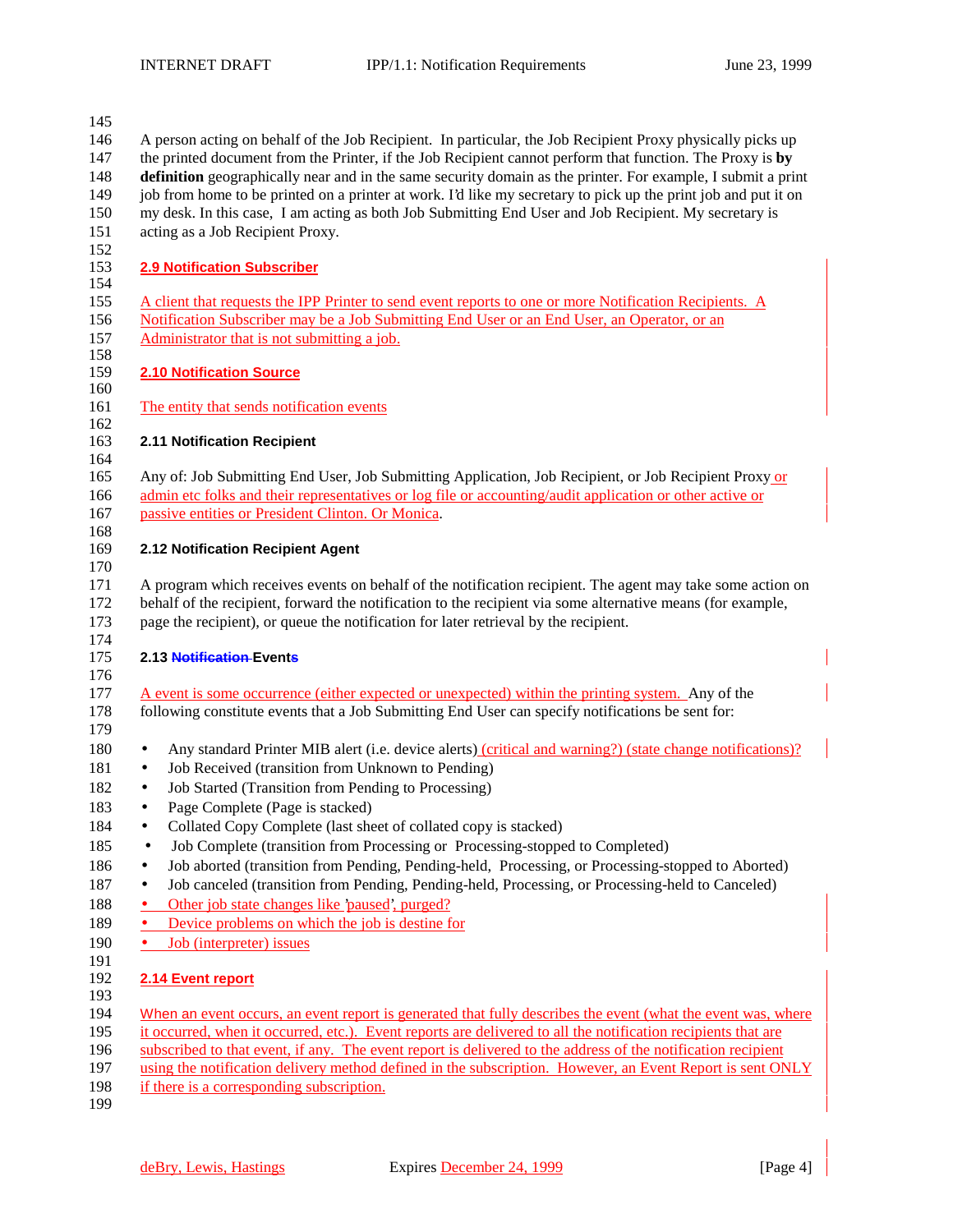A person acting on behalf of the Job Recipient. In particular, the Job Recipient Proxy physically picks up the printed document from the Printer, if the Job Recipient cannot perform that function. The Proxy is **by definition** geographically near and in the same security domain as the printer. For example, I submit a print job from home to be printed on a printer at work. I'd like my secretary to pick up the print job and put it on my desk. In this case, I am acting as both Job Submitting End User and Job Recipient. My secretary is acting as a Job Recipient Proxy.

### 2.9 Notification Subscriber

A client that requests the IPP Printer to send event reports to one or more Notification Recipients. A Notification Subscriber may be a Job Submitting End User or an End User, an Operator, or an Administrator that is not submitting a job.

### 2.10 Notification Source

The entity that sends notification events

### 2.11 Notification Recipient

Any of: Job Submitting End User, Job Submitting Application, Job Recipient, or Job Recipient Proxy or admin etc folks and their representatives or log file or accounting/audit application or other active or passive entities or President Clinton. Or Monica.

### 2.12 Notification Recipient Agent

A program which receives events on behalf of the notification recipient. The agent may take some action on behalf of the recipient, forward the notification to the recipient via some alternative means (for example, page the recipient), or queue the notification for later retrieval by the recipient.

### 2.13 ~~Notification~~ Events

A event is some occurrence (either expected or unexpected) within the printing system. Any of the following constitute events that a Job Submitting End User can specify notifications be sent for:

- Any standard Printer MIB alert (i.e. device alerts) (critical and warning?) (state change notifications)?
- Job Received (transition from Unknown to Pending)
- Job Started (Transition from Pending to Processing)
- Page Complete (Page is stacked)
- Collated Copy Complete (last sheet of collated copy is stacked)
- Job Complete (transition from Processing or Processing-stopped to Completed)
- Job aborted (transition from Pending, Pending-held, Processing, or Processing-stopped to Aborted)
- Job canceled (transition from Pending, Pending-held, Processing, or Processing-held to Canceled)
- Other job state changes like 'paused', purged?
- Device problems on which the job is destine for
- Job (interpreter) issues

### 2.14 Event report

When an event occurs, an event report is generated that fully describes the event (what the event was, where it occurred, when it occurred, etc.). Event reports are delivered to all the notification recipients that are subscribed to that event, if any. The event report is delivered to the address of the notification recipient using the notification delivery method defined in the subscription. However, an Event Report is sent ONLY if there is a corresponding subscription.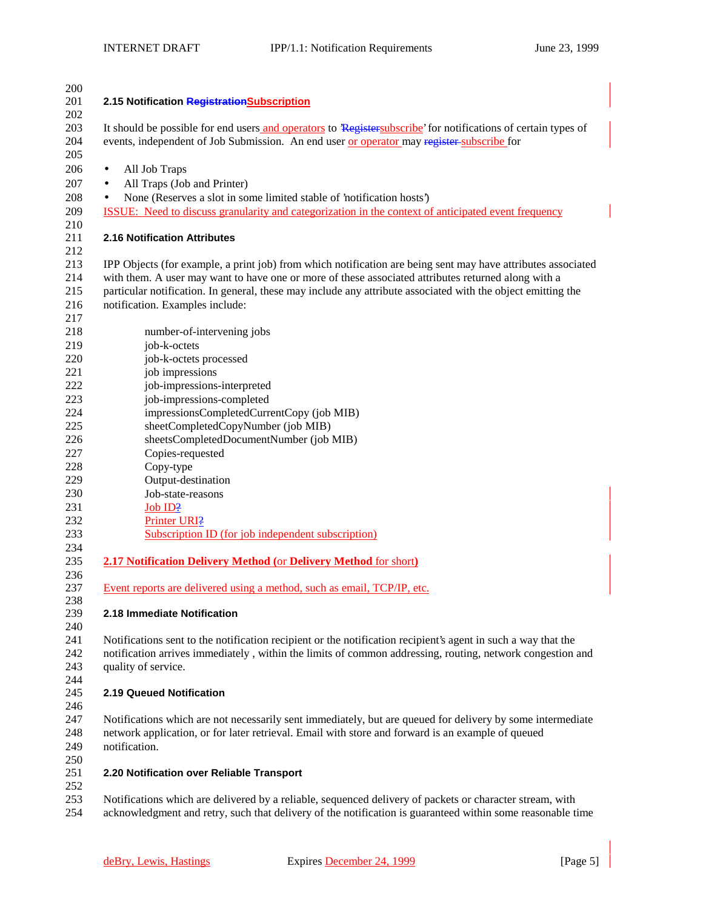### 2.15 Notification Subscription

It should be possible for end users and operators to 'subscribe' for notifications of certain types of events, independent of Job Submission. An end user or operator may subscribe for

- All Job Traps
- All Traps (Job and Printer)
- None (Reserves a slot in some limited stable of 'notification hosts')

ISSUE: Need to discuss granularity and categorization in the context of anticipated event frequency

### 2.16 Notification Attributes

IPP Objects (for example, a print job) from which notification are being sent may have attributes associated with them. A user may want to have one or more of these associated attributes returned along with a particular notification. In general, these may include any attribute associated with the object emitting the notification. Examples include:

number-of-intervening jobs
job-k-octets
job-k-octets processed
job impressions
job-impressions-interpreted
job-impressions-completed
impressionsCompletedCurrentCopy (job MIB)
sheetCompletedCopyNumber (job MIB)
sheetsCompletedDocumentNumber (job MIB)
Copies-requested
Copy-type
Output-destination
Job-state-reasons
Job ID
Printer URI
Subscription ID (for job independent subscription)

### 2.17 Notification Delivery Method (or **Delivery Method** for short)

Event reports are delivered using a method, such as email, TCP/IP, etc.

### 2.18 Immediate Notification

Notifications sent to the notification recipient or the notification recipient's agent in such a way that the notification arrives immediately , within the limits of common addressing, routing, network congestion and quality of service.

### 2.19 Queued Notification

Notifications which are not necessarily sent immediately, but are queued for delivery by some intermediate network application, or for later retrieval. Email with store and forward is an example of queued notification.

### 2.20 Notification over Reliable Transport

Notifications which are delivered by a reliable, sequenced delivery of packets or character stream, with acknowledgment and retry, such that delivery of the notification is guaranteed within some reasonable time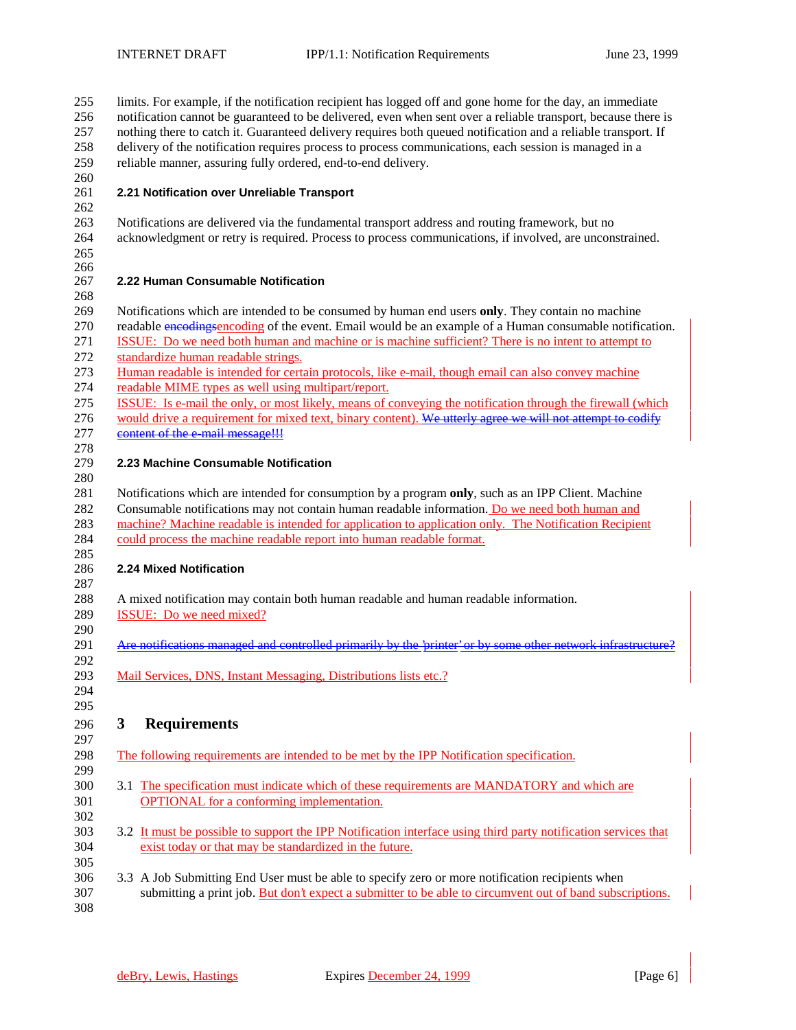limits. For example, if the notification recipient has logged off and gone home for the day, an immediate notification cannot be guaranteed to be delivered, even when sent over a reliable transport, because there is nothing there to catch it. Guaranteed delivery requires both queued notification and a reliable transport. If delivery of the notification requires process to process communications, each session is managed in a reliable manner, assuring fully ordered, end-to-end delivery.

### 2.21 Notification over Unreliable Transport

Notifications are delivered via the fundamental transport address and routing framework, but no acknowledgment or retry is required. Process to process communications, if involved, are unconstrained.

### 2.22 Human Consumable Notification

Notifications which are intended to be consumed by human end users **only**. They contain no machine readable ~~encodings~~encoding of the event. Email would be an example of a Human consumable notification. ISSUE: Do we need both human and machine or is machine sufficient? There is no intent to attempt to standardize human readable strings.
Human readable is intended for certain protocols, like e-mail, though email can also convey machine readable MIME types as well using multipart/report.
ISSUE: Is e-mail the only, or most likely, means of conveying the notification through the firewall (which would drive a requirement for mixed text, binary content). ~~We utterly agree we will not attempt to codify content of the e-mail message!!!~~

### 2.23 Machine Consumable Notification

Notifications which are intended for consumption by a program **only**, such as an IPP Client. Machine Consumable notifications may not contain human readable information. Do we need both human and machine? Machine readable is intended for application to application only. The Notification Recipient could process the machine readable report into human readable format.

### 2.24 Mixed Notification

A mixed notification may contain both human readable and human readable information.
ISSUE: Do we need mixed?

~~Are notifications managed and controlled primarily by the 'printer' or by some other network infrastructure?~~

Mail Services, DNS, Instant Messaging, Distributions lists etc.?

## 3 Requirements

The following requirements are intended to be met by the IPP Notification specification.

3.1 The specification must indicate which of these requirements are MANDATORY and which are OPTIONAL for a conforming implementation.

3.2 It must be possible to support the IPP Notification interface using third party notification services that exist today or that may be standardized in the future.

3.3 A Job Submitting End User must be able to specify zero or more notification recipients when submitting a print job. But don't expect a submitter to be able to circumvent out of band subscriptions.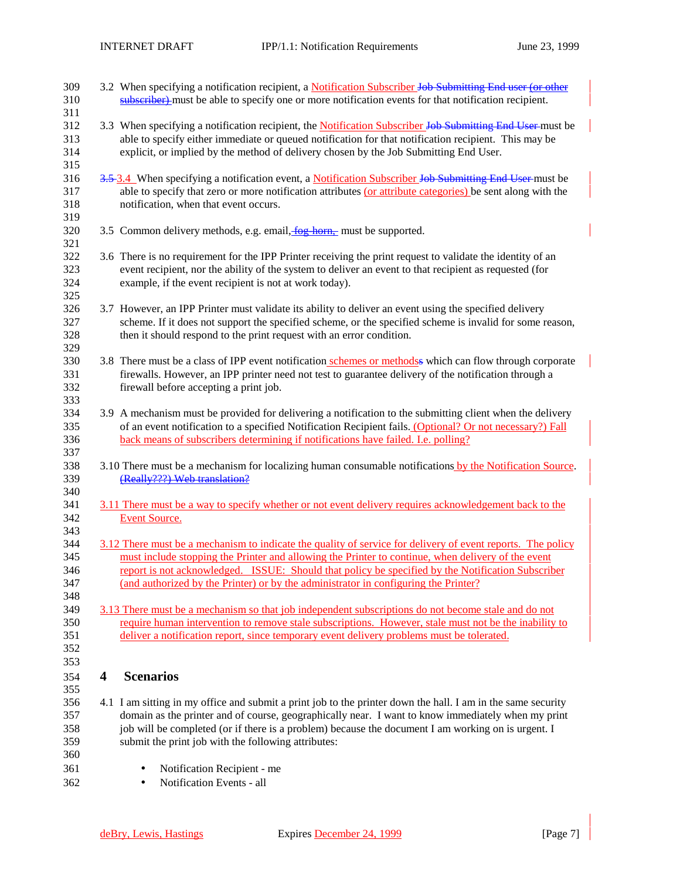3.2 When specifying a notification recipient, a Notification Subscriber ~~Job Submitting End user (or other subscriber)~~ must be able to specify one or more notification events for that notification recipient.

3.3 When specifying a notification recipient, the Notification Subscriber ~~Job Submitting End User~~ must be able to specify either immediate or queued notification for that notification recipient. This may be explicit, or implied by the method of delivery chosen by the Job Submitting End User.

~~3.5~~ 3.4 When specifying a notification event, a Notification Subscriber ~~Job Submitting End User~~ must be able to specify that zero or more notification attributes (or attribute categories) be sent along with the notification, when that event occurs.

3.5 Common delivery methods, e.g. email, ~~fog horn,~~ must be supported.

3.6 There is no requirement for the IPP Printer receiving the print request to validate the identity of an event recipient, nor the ability of the system to deliver an event to that recipient as requested (for example, if the event recipient is not at work today).

3.7 However, an IPP Printer must validate its ability to deliver an event using the specified delivery scheme. If it does not support the specified scheme, or the specified scheme is invalid for some reason, then it should respond to the print request with an error condition.

3.8 There must be a class of IPP event notification schemes or method~~s~~s which can flow through corporate firewalls. However, an IPP printer need not test to guarantee delivery of the notification through a firewall before accepting a print job.

3.9 A mechanism must be provided for delivering a notification to the submitting client when the delivery of an event notification to a specified Notification Recipient fails. (Optional? Or not necessary?) Fall back means of subscribers determining if notifications have failed. I.e. polling?

3.10 There must be a mechanism for localizing human consumable notifications by the Notification Source. ~~(Really???) Web translation?~~

3.11 There must be a way to specify whether or not event delivery requires acknowledgement back to the Event Source.

3.12 There must be a mechanism to indicate the quality of service for delivery of event reports. The policy must include stopping the Printer and allowing the Printer to continue, when delivery of the event report is not acknowledged. ISSUE: Should that policy be specified by the Notification Subscriber (and authorized by the Printer) or by the administrator in configuring the Printer?

3.13 There must be a mechanism so that job independent subscriptions do not become stale and do not require human intervention to remove stale subscriptions. However, stale must not be the inability to deliver a notification report, since temporary event delivery problems must be tolerated.

# 4 Scenarios

4.1 I am sitting in my office and submit a print job to the printer down the hall. I am in the same security domain as the printer and of course, geographically near. I want to know immediately when my print job will be completed (or if there is a problem) because the document I am working on is urgent. I submit the print job with the following attributes:

- Notification Recipient - me
- Notification Events - all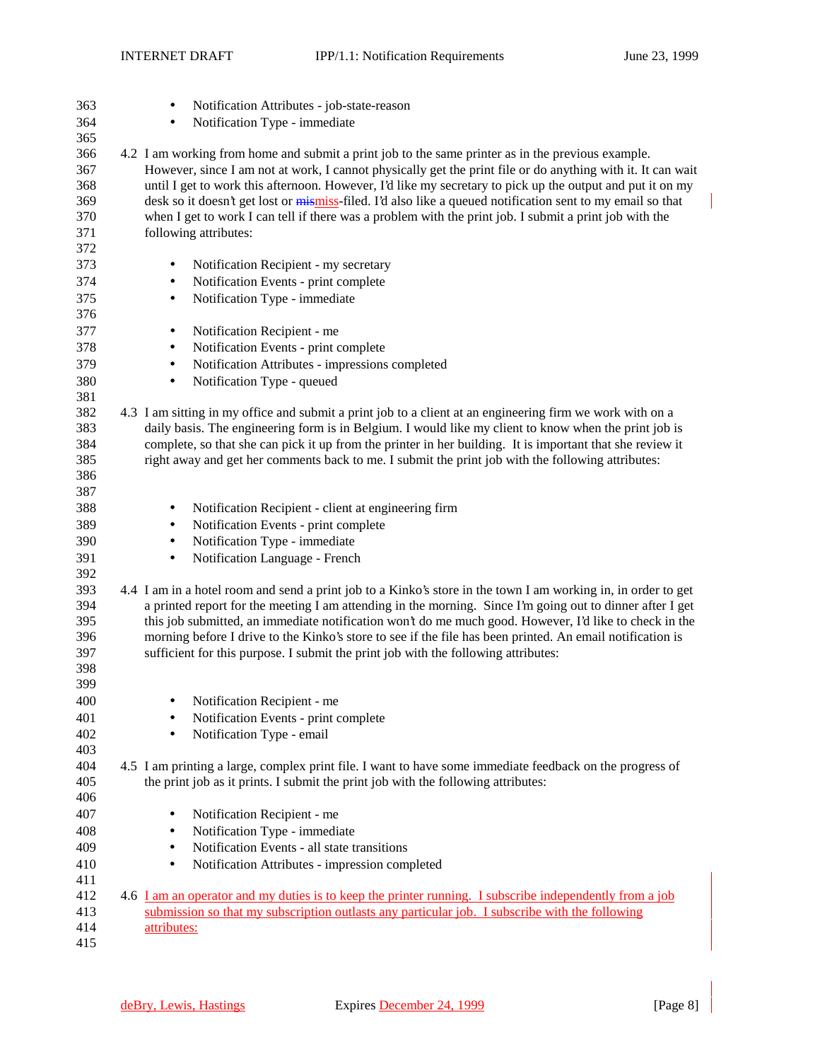- Notification Attributes - job-state-reason
- Notification Type - immediate

4.2 I am working from home and submit a print job to the same printer as in the previous example. However, since I am not at work, I cannot physically get the print file or do anything with it. It can wait until I get to work this afternoon. However, I'd like my secretary to pick up the output and put it on my desk so it doesn't get lost or ~~mis~~miss-filed. I'd also like a queued notification sent to my email so that when I get to work I can tell if there was a problem with the print job. I submit a print job with the following attributes:

- Notification Recipient - my secretary
- Notification Events - print complete
- Notification Type - immediate

- Notification Recipient - me
- Notification Events - print complete
- Notification Attributes - impressions completed
- Notification Type - queued

4.3 I am sitting in my office and submit a print job to a client at an engineering firm we work with on a daily basis. The engineering form is in Belgium. I would like my client to know when the print job is complete, so that she can pick it up from the printer in her building. It is important that she review it right away and get her comments back to me. I submit the print job with the following attributes:

- Notification Recipient - client at engineering firm
- Notification Events - print complete
- Notification Type - immediate
- Notification Language - French

4.4 I am in a hotel room and send a print job to a Kinko's store in the town I am working in, in order to get a printed report for the meeting I am attending in the morning. Since I'm going out to dinner after I get this job submitted, an immediate notification won't do me much good. However, I'd like to check in the morning before I drive to the Kinko's store to see if the file has been printed. An email notification is sufficient for this purpose. I submit the print job with the following attributes:

- Notification Recipient - me
- Notification Events - print complete
- Notification Type - email

4.5 I am printing a large, complex print file. I want to have some immediate feedback on the progress of the print job as it prints. I submit the print job with the following attributes:

- Notification Recipient - me
- Notification Type - immediate
- Notification Events - all state transitions
- Notification Attributes - impression completed

4.6 I am an operator and my duties is to keep the printer running. I subscribe independently from a job submission so that my subscription outlasts any particular job. I subscribe with the following attributes: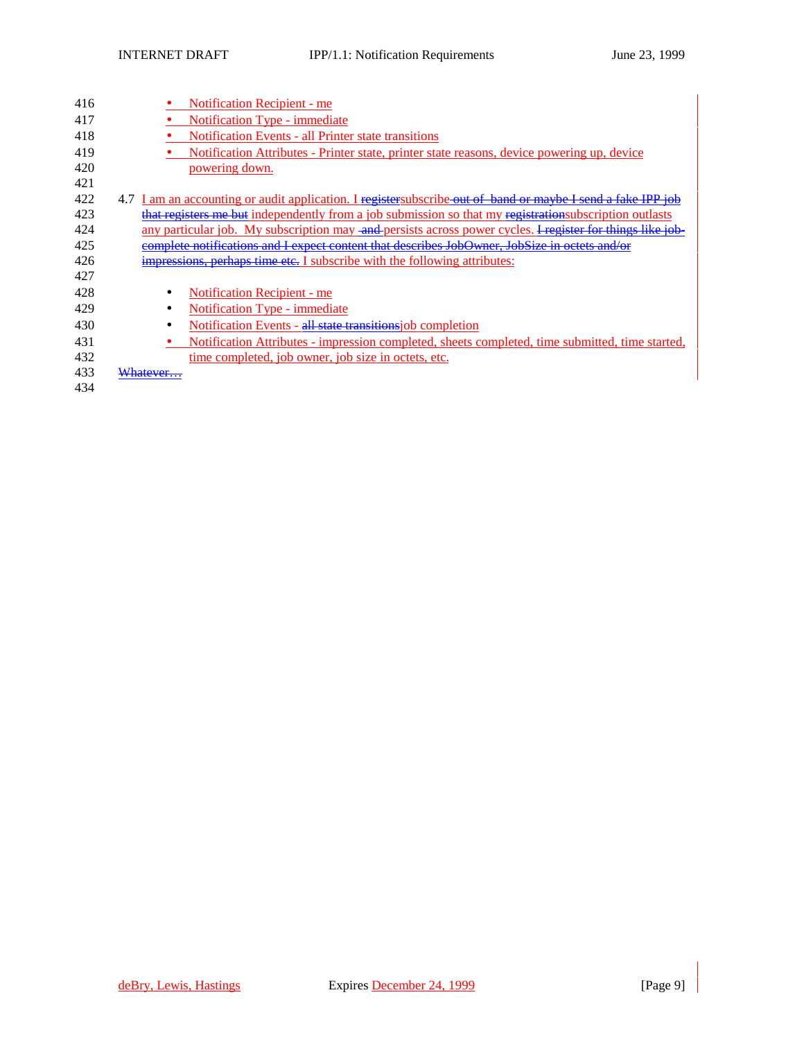- Notification Recipient - me
- Notification Type - immediate
- Notification Events - all Printer state transitions
- Notification Attributes - Printer state, printer state reasons, device powering up, device powering down.

4.7 I am an accounting or audit application. I ~~register~~subscribe~~ out of  band or maybe I send a fake IPP job that registers me but~~ independently from a job submission so that my ~~registration~~subscription outlasts any particular job.  My subscription may ~~and~~ persists across power cycles. ~~I register for things like job-complete notifications and I expect content that describes JobOwner, JobSize in octets and/or impressions, perhaps time etc.~~ I subscribe with the following attributes:

- Notification Recipient - me
- Notification Type - immediate
- Notification Events - ~~all state transitions~~job completion
- Notification Attributes - impression completed, sheets completed, time submitted, time started, time completed, job owner, job size in octets, etc.

~~Whatever…~~